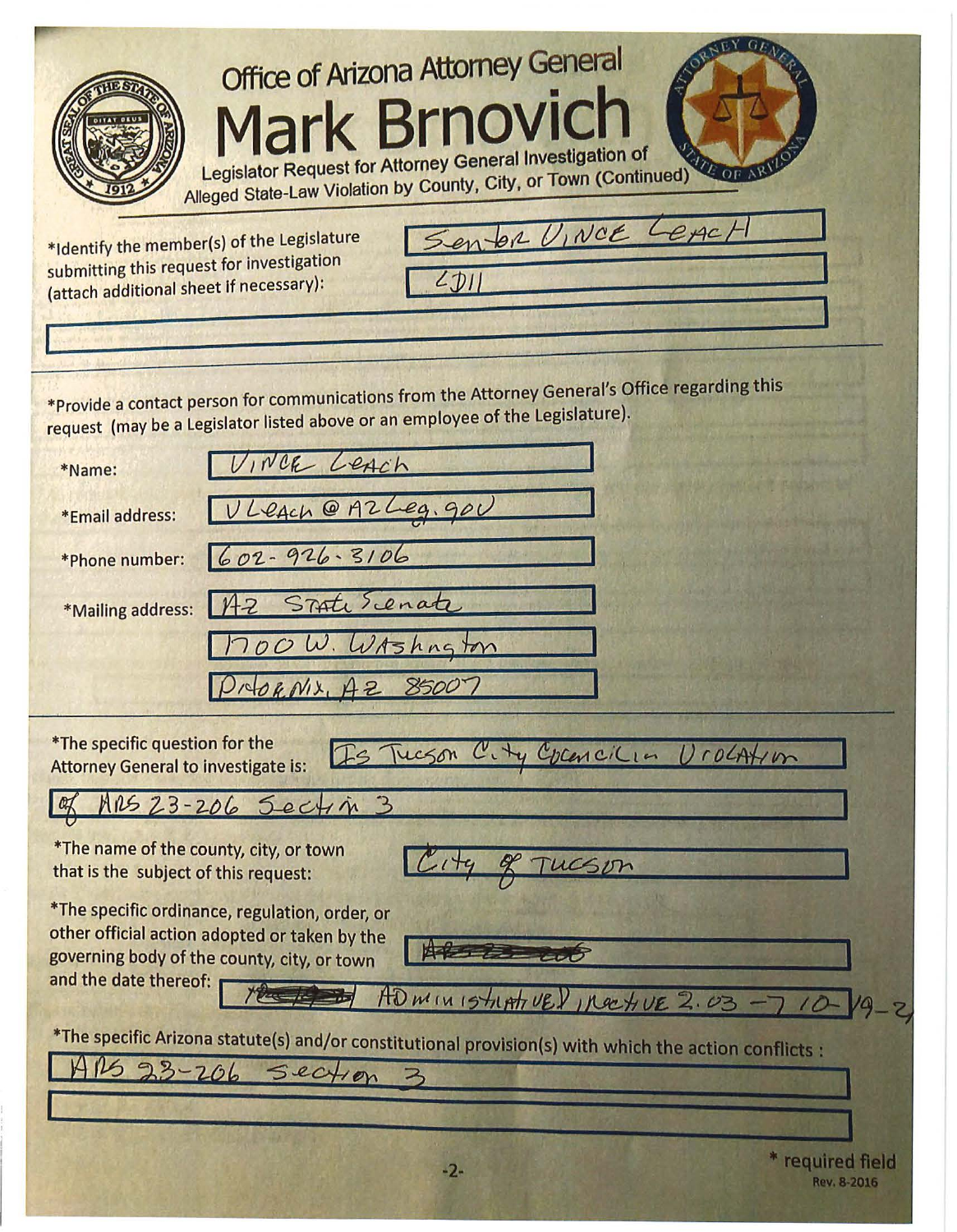# Office of Arizona Attorney General

# Mark Brnovich

## Legislator Request for Attorney General Investigation of Alleged State-Law Violation by County, City, or Town (Continued)

*Identify the member(s) of the Legislature submitting this request for investigation (attach additional sheet if necessary):

Senator VINCE LEACH

LD11

*Provide a contact person for communications from the Attorney General's Office regarding this request (may be a Legislator listed above or an employee of the Legislature).

*Name: VINCE Leach

*Email address: VLeach@AZLeg.gov

*Phone number: 602-926-3106

*Mailing address: AZ State Senate
1700 W. Washington
Phoenix, AZ 85007

*The specific question for the Attorney General to investigate is: Is Tucson City Councilin Violation of ARS 23-206 Section 3

*The name of the county, city, or town that is the subject of this request: City of Tucson

*The specific ordinance, regulation, order, or other official action adopted or taken by the governing body of the county, city, or town and the date thereof: ~~ARS 23-206~~ ~~[illegible]~~ Administrative Directive 2.03 - 7 10-19-2[illegible]

*The specific Arizona statute(s) and/or constitutional provision(s) with which the action conflicts: ARS 23-206 Section 3

* required field

Rev. 8-2016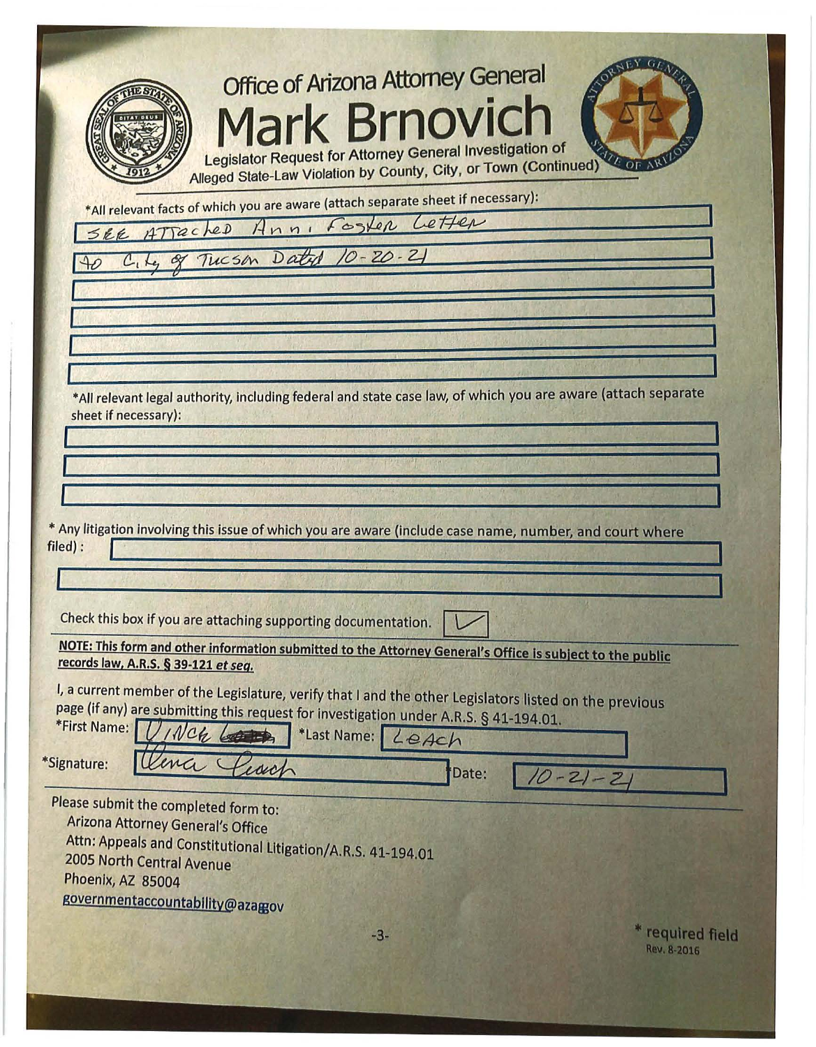# Office of Arizona Attorney General

# Mark Brnovich

## Legislator Request for Attorney General Investigation of Alleged State-Law Violation by County, City, or Town (Continued)

*All relevant facts of which you are aware (attach separate sheet if necessary):

SEE ATTached Anni Foster Letter
to City of Tucson Dated 10-20-21

*All relevant legal authority, including federal and state case law, of which you are aware (attach separate sheet if necessary):

* Any litigation involving this issue of which you are aware (include case name, number, and court where filed) :

Check this box if you are attaching supporting documentation. ✓

**NOTE: This form and other information submitted to the Attorney General's Office is subject to the public records law, A.R.S. § 39-121 *et seq.***

I, a current member of the Legislature, verify that I and the other Legislators listed on the previous page (if any) are submitting this request for investigation under A.R.S. § 41-194.01.

*First Name: Vince *Last Name: Leach

*Signature: Vince Leach *Date: 10-21-21

Please submit the completed form to:
Arizona Attorney General's Office
Attn: Appeals and Constitutional Litigation/A.R.S. 41-194.01
2005 North Central Avenue
Phoenix, AZ 85004
governmentaccountability@azag.gov

\* required field
Rev. 8-2016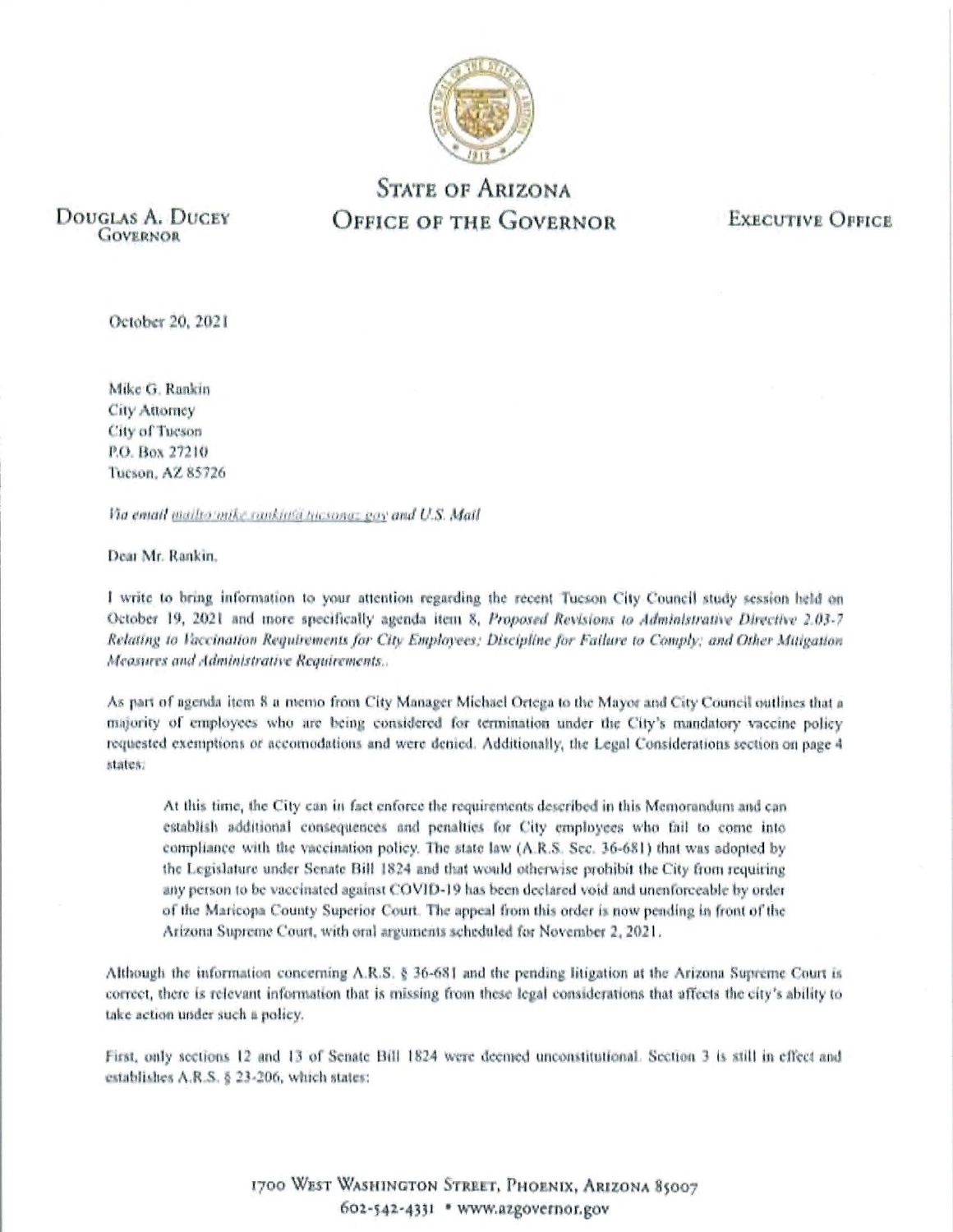# STATE OF ARIZONA
# OFFICE OF THE GOVERNOR

DOUGLAS A. DUCEY
GOVERNOR

EXECUTIVE OFFICE

October 20, 2021

Mike G. Rankin
City Attorney
City of Tucson
P.O. Box 27210
Tucson, AZ 85726

*Via email mailto:mike.rankin@tucsonaz.gov and U.S. Mail*

Dear Mr. Rankin,

I write to bring information to your attention regarding the recent Tucson City Council study session held on October 19, 2021 and more specifically agenda item 8, *Proposed Revisions to Administrative Directive 2.03-7 Relating to Vaccination Requirements for City Employees; Discipline for Failure to Comply; and Other Mitigation Measures and Administrative Requirements.*.

As part of agenda item 8 a memo from City Manager Michael Ortega to the Mayor and City Council outlines that a majority of employees who are being considered for termination under the City's mandatory vaccine policy requested exemptions or accomodations and were denied. Additionally, the Legal Considerations section on page 4 states:

> At this time, the City can in fact enforce the requirements described in this Memorandum and can establish additional consequences and penalties for City employees who fail to come into compliance with the vaccination policy. The state law (A.R.S. Sec. 36-681) that was adopted by the Legislature under Senate Bill 1824 and that would otherwise prohibit the City from requiring any person to be vaccinated against COVID-19 has been declared void and unenforceable by order of the Maricopa County Superior Court. The appeal from this order is now pending in front of the Arizona Supreme Court, with oral arguments scheduled for November 2, 2021.

Although the information concerning A.R.S. § 36-681 and the pending litigation at the Arizona Supreme Court is correct, there is relevant information that is missing from these legal considerations that affects the city's ability to take action under such a policy.

First, only sections 12 and 13 of Senate Bill 1824 were deemed unconstitutional. Section 3 is still in effect and establishes A.R.S. § 23-206, which states:

1700 WEST WASHINGTON STREET, PHOENIX, ARIZONA 85007
602-542-4331 • www.azgovernor.gov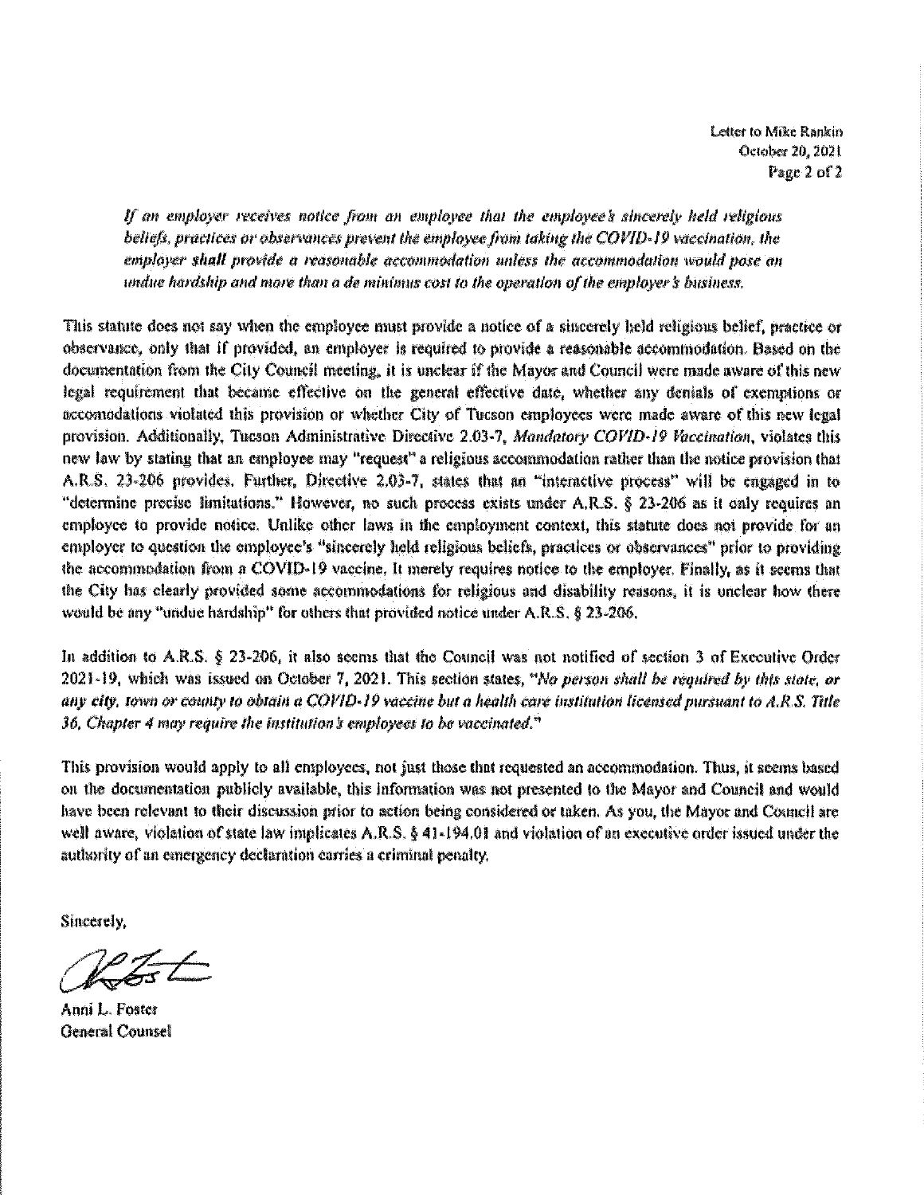*If an employer receives notice from an employee that the employee's sincerely held religious beliefs, practices or observances prevent the employee from taking the COVID-19 vaccination, the employer shall provide a reasonable accommodation unless the accommodation would pose an undue hardship and more than a de minimus cost to the operation of the employer's business.*

This statute does not say when the employee must provide a notice of a sincerely held religious belief, practice or observance, only that if provided, an employer is required to provide a reasonable accommodation. Based on the documentation from the City Council meeting, it is unclear if the Mayor and Council were made aware of this new legal requirement that became effective on the general effective date, whether any denials of exemptions or accomodations violated this provision or whether City of Tucson employees were made aware of this new legal provision. Additionally, Tucson Administrative Directive 2.03-7, *Mandatory COVID-19 Vaccination*, violates this new law by stating that an employee may "request" a religious accommodation rather than the notice provision that A.R.S. 23-206 provides. Further, Directive 2.03-7, states that an "interactive process" will be engaged in to "determine precise limitations." However, no such process exists under A.R.S. § 23-206 as it only requires an employee to provide notice. Unlike other laws in the employment context, this statute does not provide for an employer to question the employee's "sincerely held religious beliefs, practices or observances" prior to providing the accommodation from a COVID-19 vaccine. It merely requires notice to the employer. Finally, as it seems that the City has clearly provided some accommodations for religious and disability reasons, it is unclear how there would be any "undue hardship" for others that provided notice under A.R.S. § 23-206.

In addition to A.R.S. § 23-206, it also seems that the Council was not notified of section 3 of Executive Order 2021-19, which was issued on October 7, 2021. This section states, "*No person shall be required by this state, or any city, town or county to obtain a COVID-19 vaccine but a health care institution licensed pursuant to A.R.S. Title 36, Chapter 4 may require the institution's employees to be vaccinated.*"

This provision would apply to all employees, not just those that requested an accommodation. Thus, it seems based on the documentation publicly available, this information was not presented to the Mayor and Council and would have been relevant to their discussion prior to action being considered or taken. As you, the Mayor and Council are well aware, violation of state law implicates A.R.S. § 41-194.01 and violation of an executive order issued under the authority of an emergency declaration carries a criminal penalty.

Sincerely,

Anni L. Foster
General Counsel